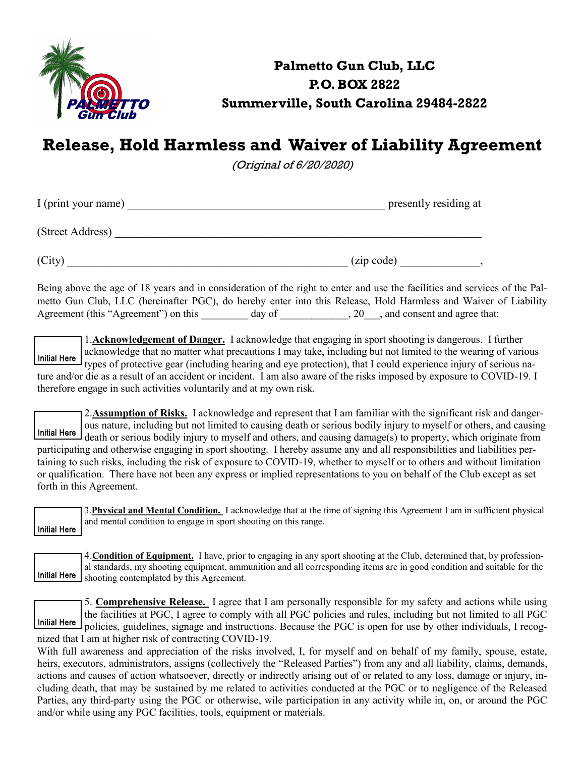**Palmetto Gun Club, LLC**
**P.O. BOX 2822**
**Summerville, South Carolina 29484-2822**

# Release, Hold Harmless and Waiver of Liability Agreement

*(Original of 6/20/2020)*

I (print your name) _____________________________________________ presently residing at

(Street Address) _________________________________________________________________

(City) _________________________________________________ (zip code) _____________,

Being above the age of 18 years and in consideration of the right to enter and use the facilities and services of the Palmetto Gun Club, LLC (hereinafter PGC), do hereby enter into this Release, Hold Harmless and Waiver of Liability Agreement (this "Agreement") on this _________ day of _____________, 20___, and consent and agree that:

Initial Here

1.**Acknowledgement of Danger.** I acknowledge that engaging in sport shooting is dangerous. I further acknowledge that no matter what precautions I may take, including but not limited to the wearing of various types of protective gear (including hearing and eye protection), that I could experience injury of serious nature and/or die as a result of an accident or incident. I am also aware of the risks imposed by exposure to COVID-19. I therefore engage in such activities voluntarily and at my own risk.

Initial Here

2.**Assumption of Risks.** I acknowledge and represent that I am familiar with the significant risk and dangerous nature, including but not limited to causing death or serious bodily injury to myself or others, and causing death or serious bodily injury to myself and others, and causing damage(s) to property, which originate from participating and otherwise engaging in sport shooting. I hereby assume any and all responsibilities and liabilities pertaining to such risks, including the risk of exposure to COVID-19, whether to myself or to others and without limitation or qualification. There have not been any express or implied representations to you on behalf of the Club except as set forth in this Agreement.

Initial Here

3.**Physical and Mental Condition.** I acknowledge that at the time of signing this Agreement I am in sufficient physical and mental condition to engage in sport shooting on this range.

Initial Here

4.**Condition of Equipment.** I have, prior to engaging in any sport shooting at the Club, determined that, by professional standards, my shooting equipment, ammunition and all corresponding items are in good condition and suitable for the shooting contemplated by this Agreement.

Initial Here

5. **Comprehensive Release.** I agree that I am personally responsible for my safety and actions while using the facilities at PGC, I agree to comply with all PGC policies and rules, including but not limited to all PGC policies, guidelines, signage and instructions. Because the PGC is open for use by other individuals, I recognized that I am at higher risk of contracting COVID-19.

With full awareness and appreciation of the risks involved, I, for myself and on behalf of my family, spouse, estate, heirs, executors, administrators, assigns (collectively the "Released Parties") from any and all liability, claims, demands, actions and causes of action whatsoever, directly or indirectly arising out of or related to any loss, damage or injury, including death, that may be sustained by me related to activities conducted at the PGC or to negligence of the Released Parties, any third-party using the PGC or otherwise, wile participation in any activity while in, on, or around the PGC and/or while using any PGC facilities, tools, equipment or materials.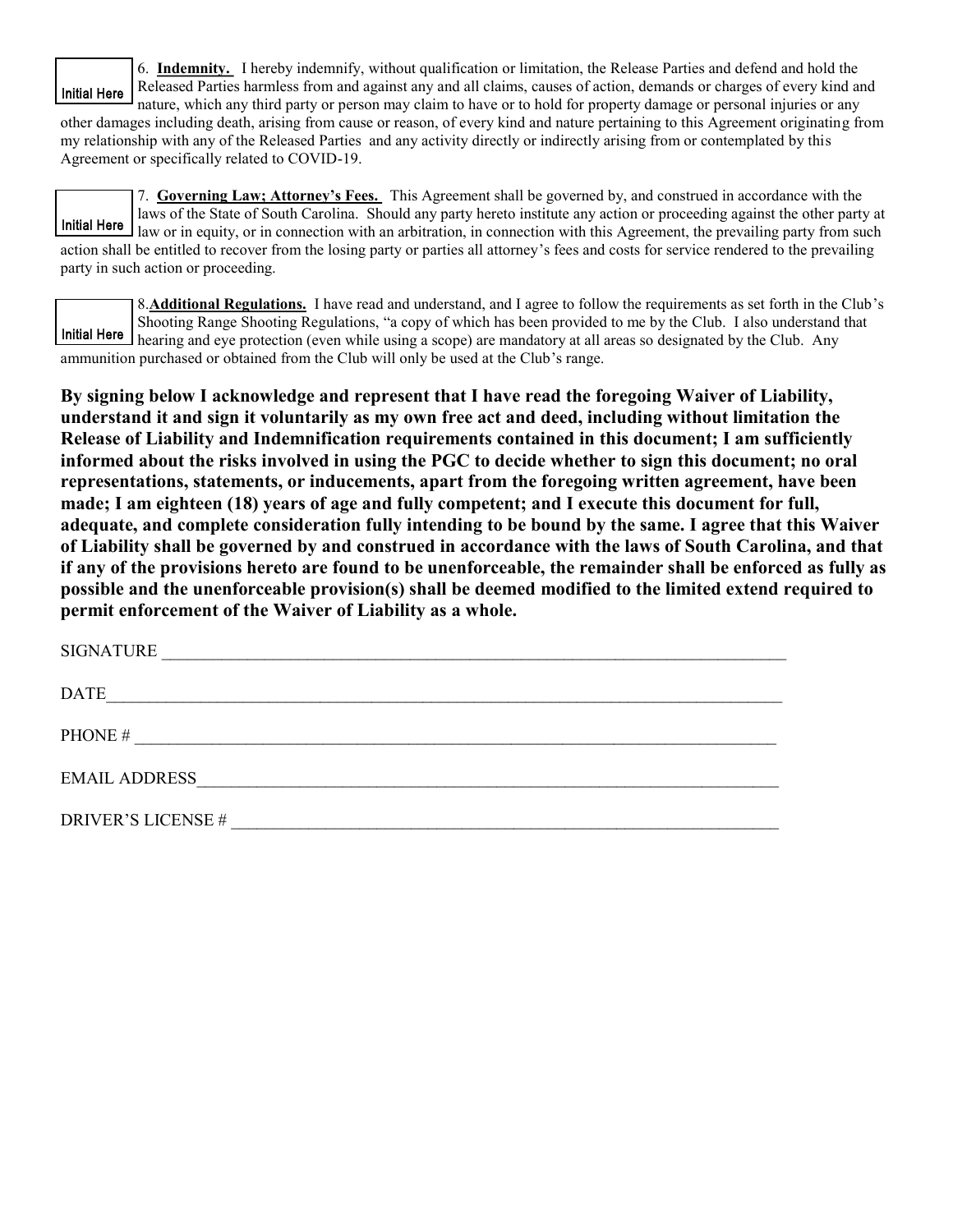Initial Here

6. **Indemnity.** I hereby indemnify, without qualification or limitation, the Release Parties and defend and hold the Released Parties harmless from and against any and all claims, causes of action, demands or charges of every kind and nature, which any third party or person may claim to have or to hold for property damage or personal injuries or any other damages including death, arising from cause or reason, of every kind and nature pertaining to this Agreement originating from my relationship with any of the Released Parties and any activity directly or indirectly arising from or contemplated by this Agreement or specifically related to COVID-19.

Initial Here

7. **Governing Law; Attorney's Fees.** This Agreement shall be governed by, and construed in accordance with the laws of the State of South Carolina. Should any party hereto institute any action or proceeding against the other party at law or in equity, or in connection with an arbitration, in connection with this Agreement, the prevailing party from such action shall be entitled to recover from the losing party or parties all attorney's fees and costs for service rendered to the prevailing party in such action or proceeding.

Initial Here

8.**Additional Regulations.** I have read and understand, and I agree to follow the requirements as set forth in the Club's Shooting Range Shooting Regulations, "a copy of which has been provided to me by the Club. I also understand that hearing and eye protection (even while using a scope) are mandatory at all areas so designated by the Club. Any ammunition purchased or obtained from the Club will only be used at the Club's range.

**By signing below I acknowledge and represent that I have read the foregoing Waiver of Liability, understand it and sign it voluntarily as my own free act and deed, including without limitation the Release of Liability and Indemnification requirements contained in this document; I am sufficiently informed about the risks involved in using the PGC to decide whether to sign this document; no oral representations, statements, or inducements, apart from the foregoing written agreement, have been made; I am eighteen (18) years of age and fully competent; and I execute this document for full, adequate, and complete consideration fully intending to be bound by the same. I agree that this Waiver of Liability shall be governed by and construed in accordance with the laws of South Carolina, and that if any of the provisions hereto are found to be unenforceable, the remainder shall be enforced as fully as possible and the unenforceable provision(s) shall be deemed modified to the limited extend required to permit enforcement of the Waiver of Liability as a whole.**

SIGNATURE ______________________________________________________________________

DATE____________________________________________________________________________

PHONE # ________________________________________________________________________

EMAIL ADDRESS___________________________________________________________________

DRIVER'S LICENSE # ______________________________________________________________